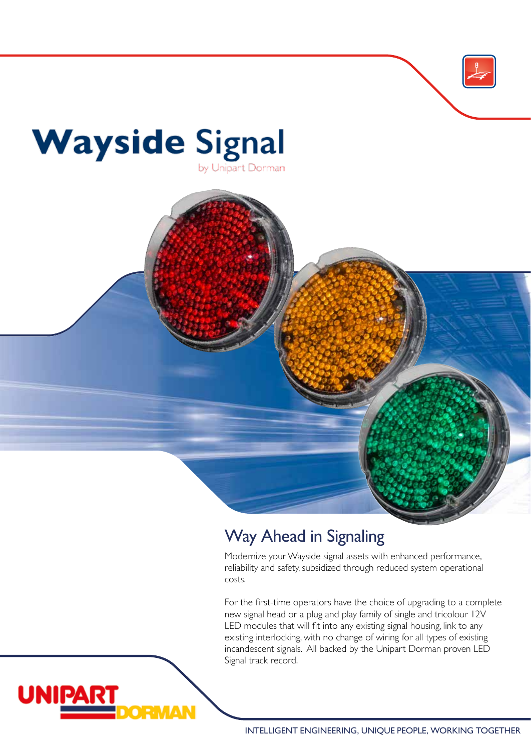# Wayside Signal

by Unipart Dorman

## Way Ahead in Signaling

Modernize your Wayside signal assets with enhanced performance, reliability and safety, subsidized through reduced system operational costs.

For the first-time operators have the choice of upgrading to a complete new signal head or a plug and play family of single and tricolour 12V LED modules that will fit into any existing signal housing, link to any existing interlocking, with no change of wiring for all types of existing incandescent signals. All backed by the Unipart Dorman proven LED Signal track record.

UNIPART DORMAN

INTELLIGENT ENGINEERING, UNIQUE PEOPLE, WORKING TOGETHER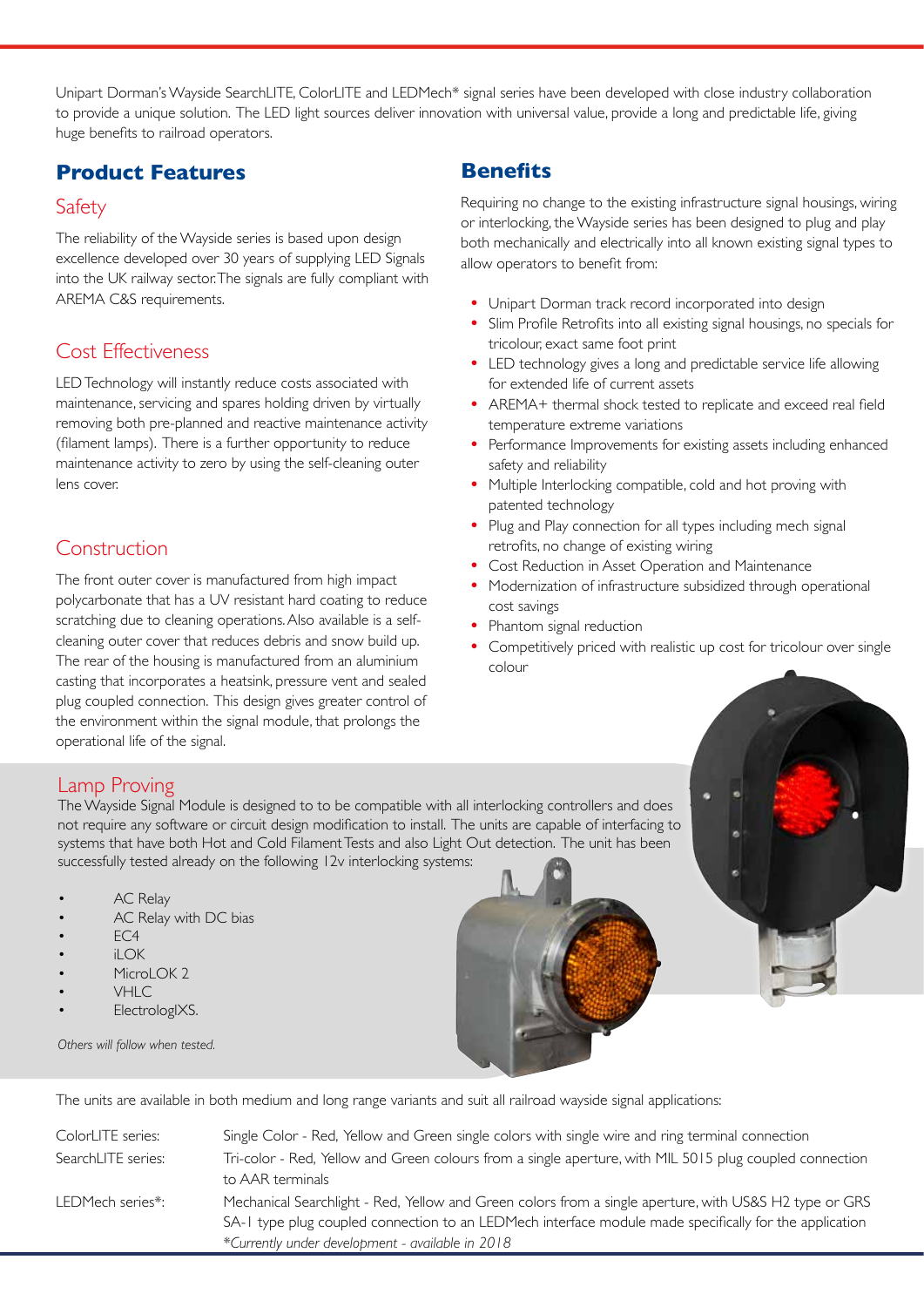Unipart Dorman's Wayside SearchLITE, ColorLITE and LEDMech* signal series have been developed with close industry collaboration to provide a unique solution. The LED light sources deliver innovation with universal value, provide a long and predictable life, giving huge benefits to railroad operators.

## Product Features

### Safety

The reliability of the Wayside series is based upon design excellence developed over 30 years of supplying LED Signals into the UK railway sector. The signals are fully compliant with AREMA C&S requirements.

### Cost Effectiveness

LED Technology will instantly reduce costs associated with maintenance, servicing and spares holding driven by virtually removing both pre-planned and reactive maintenance activity (filament lamps). There is a further opportunity to reduce maintenance activity to zero by using the self-cleaning outer lens cover.

### Construction

The front outer cover is manufactured from high impact polycarbonate that has a UV resistant hard coating to reduce scratching due to cleaning operations. Also available is a self-cleaning outer cover that reduces debris and snow build up. The rear of the housing is manufactured from an aluminium casting that incorporates a heatsink, pressure vent and sealed plug coupled connection. This design gives greater control of the environment within the signal module, that prolongs the operational life of the signal.

## Benefits

Requiring no change to the existing infrastructure signal housings, wiring or interlocking, the Wayside series has been designed to plug and play both mechanically and electrically into all known existing signal types to allow operators to benefit from:

- Unipart Dorman track record incorporated into design
- Slim Profile Retrofits into all existing signal housings, no specials for tricolour, exact same foot print
- LED technology gives a long and predictable service life allowing for extended life of current assets
- AREMA+ thermal shock tested to replicate and exceed real field temperature extreme variations
- Performance Improvements for existing assets including enhanced safety and reliability
- Multiple Interlocking compatible, cold and hot proving with patented technology
- Plug and Play connection for all types including mech signal retrofits, no change of existing wiring
- Cost Reduction in Asset Operation and Maintenance
- Modernization of infrastructure subsidized through operational cost savings
- Phantom signal reduction
- Competitively priced with realistic up cost for tricolour over single colour

### Lamp Proving

The Wayside Signal Module is designed to to be compatible with all interlocking controllers and does not require any software or circuit design modification to install. The units are capable of interfacing to systems that have both Hot and Cold Filament Tests and also Light Out detection. The unit has been successfully tested already on the following 12v interlocking systems:

- AC Relay
- AC Relay with DC bias
- EC4
- iLOK
- MicroLOK 2
- VHLC
- ElectrologIXS.

*Others will follow when tested.*

The units are available in both medium and long range variants and suit all railroad wayside signal applications:

| | |
|---|---|
| ColorLITE series: | Single Color - Red, Yellow and Green single colors with single wire and ring terminal connection |
| SearchLITE series: | Tri-color - Red, Yellow and Green colours from a single aperture, with MIL 5015 plug coupled connection to AAR terminals |
| LEDMech series*: | Mechanical Searchlight - Red, Yellow and Green colors from a single aperture, with US&S H2 type or GRS SA-1 type plug coupled connection to an LEDMech interface module made specifically for the application *\*Currently under development - available in 2018* |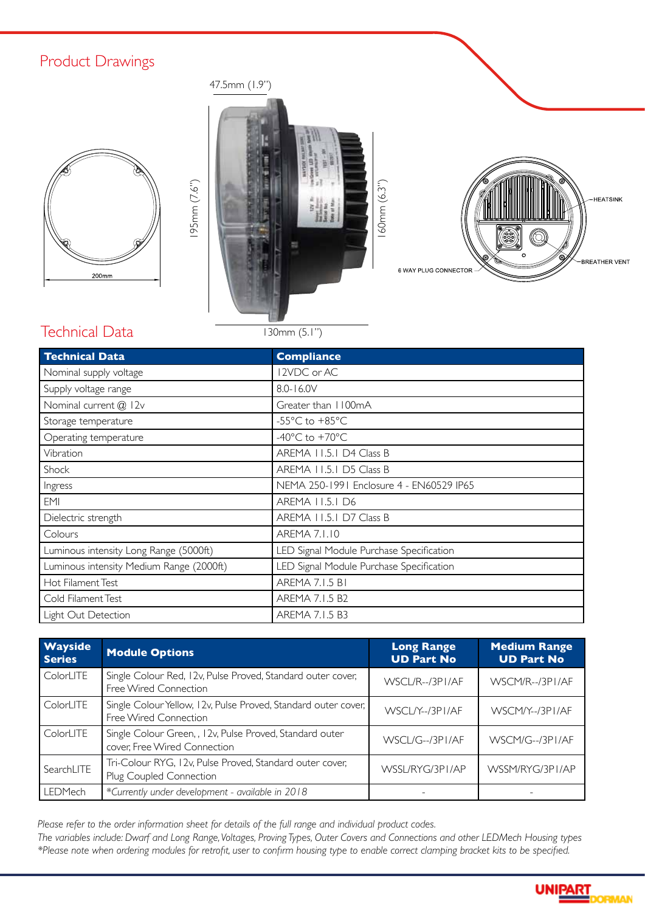## Product Drawings

47.5mm (1.9")

195mm (7.6")

160mm (6.3")

200mm

130mm (5.1")

HEATSINK

BREATHER VENT

6 WAY PLUG CONNECTOR

## Technical Data

| Technical Data | Compliance |
|---|---|
| Nominal supply voltage | 12VDC or AC |
| Supply voltage range | 8.0-16.0V |
| Nominal current @ 12v | Greater than 1100mA |
| Storage temperature | -55°C to +85°C |
| Operating temperature | -40°C to +70°C |
| Vibration | AREMA 11.5.1 D4 Class B |
| Shock | AREMA 11.5.1 D5 Class B |
| Ingress | NEMA 250-1991 Enclosure 4 - EN60529 IP65 |
| EMI | AREMA 11.5.1 D6 |
| Dielectric strength | AREMA 11.5.1 D7 Class B |
| Colours | AREMA 7.1.10 |
| Luminous intensity Long Range (5000ft) | LED Signal Module Purchase Specification |
| Luminous intensity Medium Range (2000ft) | LED Signal Module Purchase Specification |
| Hot Filament Test | AREMA 7.1.5 B1 |
| Cold Filament Test | AREMA 7.1.5 B2 |
| Light Out Detection | AREMA 7.1.5 B3 |

| Wayside Series | Module Options | Long Range UD Part No | Medium Range UD Part No |
|---|---|---|---|
| ColorLITE | Single Colour Red, 12v, Pulse Proved, Standard outer cover, Free Wired Connection | WSCL/R--/3P1/AF | WSCM/R--/3P1/AF |
| ColorLITE | Single Colour Yellow, 12v, Pulse Proved, Standard outer cover, Free Wired Connection | WSCL/Y--/3P1/AF | WSCM/Y--/3P1/AF |
| ColorLITE | Single Colour Green, , 12v, Pulse Proved, Standard outer cover, Free Wired Connection | WSCL/G--/3P1/AF | WSCM/G--/3P1/AF |
| SearchLITE | Tri-Colour RYG, 12v, Pulse Proved, Standard outer cover, Plug Coupled Connection | WSSL/RYG/3P1/AP | WSSM/RYG/3P1/AP |
| LEDMech | *\*Currently under development - available in 2018* | - | - |

*Please refer to the order information sheet for details of the full range and individual product codes.*
*The variables include: Dwarf and Long Range, Voltages, Proving Types, Outer Covers and Connections and other LEDMech Housing types*
*\*Please note when ordering modules for retrofit, user to confirm housing type to enable correct clamping bracket kits to be specified.*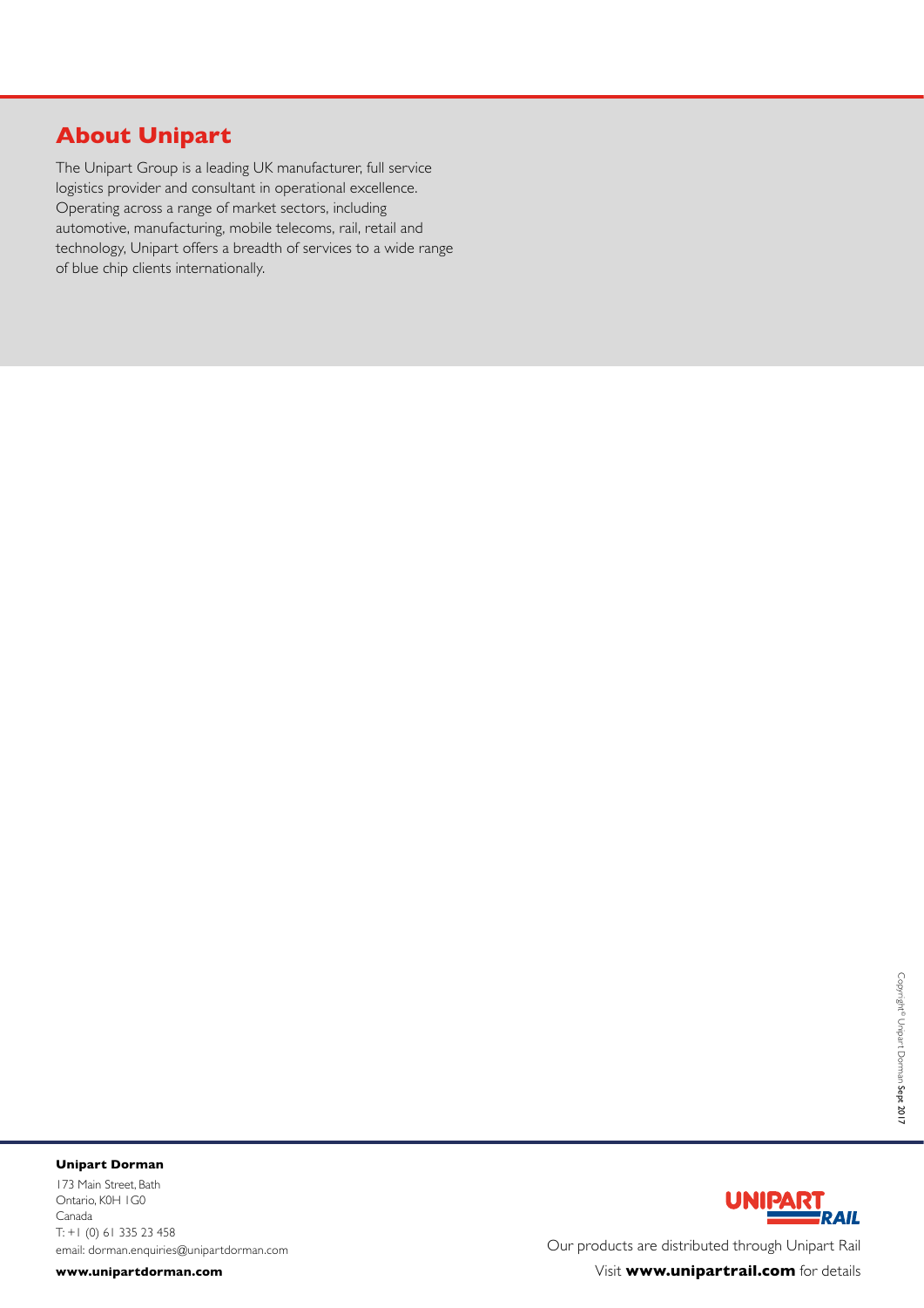## About Unipart

The Unipart Group is a leading UK manufacturer, full service logistics provider and consultant in operational excellence. Operating across a range of market sectors, including automotive, manufacturing, mobile telecoms, rail, retail and technology, Unipart offers a breadth of services to a wide range of blue chip clients internationally.

Copyright© Unipart Dorman **Sept 2017**

**Unipart Dorman**

173 Main Street, Bath
Ontario, K0H 1G0
Canada
T: +1 (0) 61 335 23 458
email: dorman.enquiries@unipartdorman.com

**www.unipartdorman.com**

UNIPART RAIL

Our products are distributed through Unipart Rail

Visit **www.unipartrail.com** for details